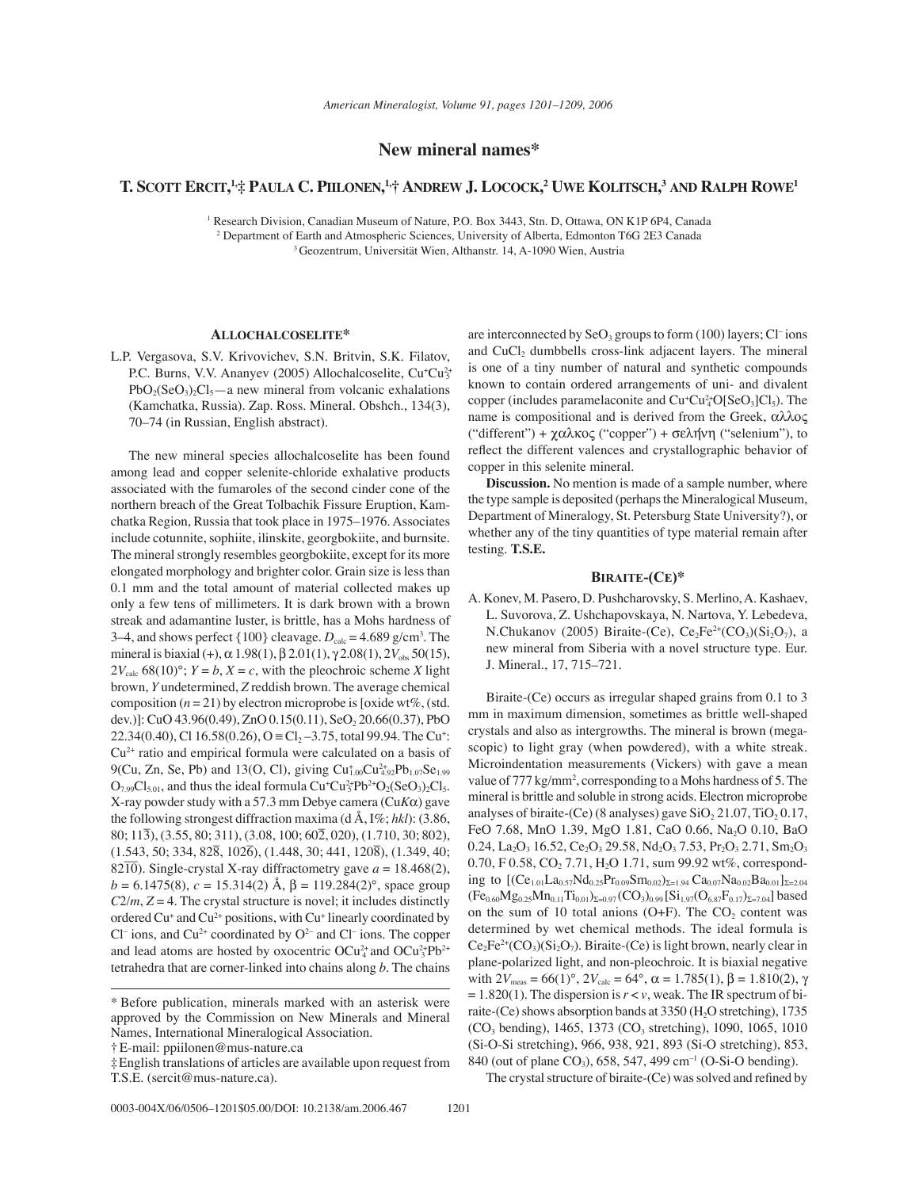# New mineral names*

## T. Scott Ercit,[1,‡] Paula C. Piilonen,[1,†] Andrew J. Locock,[2] Uwe Kolitsch,[3] and Ralph Rowe[1]

[1] Research Division, Canadian Museum of Nature, P.O. Box 3443, Stn. D, Ottawa, ON K1P 6P4, Canada
[2] Department of Earth and Atmospheric Sciences, University of Alberta, Edmonton T6G 2E3 Canada
[3] Geozentrum, Universität Wien, Althanstr. 14, A-1090 Wien, Austria

### Allochalcoselite*

L.P. Vergasova, S.V. Krivovichev, S.N. Britvin, S.K. Filatov, P.C. Burns, V.V. Ananyev (2005) Allochalcoselite, $Cu^+Cu_5^{2+}PbO_2(SeO_3)_2Cl_5$—a new mineral from volcanic exhalations (Kamchatka, Russia). Zap. Ross. Mineral. Obshch., 134(3), 70–74 (in Russian, English abstract).

The new mineral species allochalcoselite has been found among lead and copper selenite-chloride exhalative products associated with the fumaroles of the second cinder cone of the northern breach of the Great Tolbachik Fissure Eruption, Kamchatka Region, Russia that took place in 1975–1976. Associates include cotunnite, sophiite, ilinskite, georgbokiite, and burnsite. The mineral strongly resembles georgbokiite, except for its more elongated morphology and brighter color. Grain size is less than 0.1 mm and the total amount of material collected makes up only a few tens of millimeters. It is dark brown with a brown streak and adamantine luster, is brittle, has a Mohs hardness of 3–4, and shows perfect {100} cleavage. $D_{calc}$ = 4.689 g/cm³. The mineral is biaxial (+), α 1.98(1), β 2.01(1), γ 2.08(1), $2V_{obs}$ 50(15), $2V_{calc}$ 68(10)°; $Y = b$, $X = c$, with the pleochroic scheme *X* light brown, *Y* undetermined, *Z* reddish brown. The average chemical composition ($n$ = 21) by electron microprobe is [oxide wt%, (std. dev.)]: CuO 43.96(0.49), ZnO 0.15(0.11), $SeO_2$ 20.66(0.37), PbO 22.34(0.40), Cl 16.58(0.26), O ≡ $Cl_2$ –3.75, total 99.94. The $Cu^+$:$Cu^{2+}$ ratio and empirical formula were calculated on a basis of 9(Cu, Zn, Se, Pb) and 13(O, Cl), giving $Cu^+_{1.00}Cu^{2+}_{4.92}Pb_{1.07}Se_{1.99}O_{7.99}Cl_{5.01}$, and thus the ideal formula $Cu^+Cu_5^{2+}Pb^{2+}O_2(SeO_3)_2Cl_5$. X-ray powder study with a 57.3 mm Debye camera (Cu*K*α) gave the following strongest diffraction maxima (d Å, I%; *hkl*): (3.86, 80; 11$\bar{3}$), (3.55, 80; 311), (3.08, 100; 60$\bar{2}$, 020), (1.710, 30; 802), (1.543, 50; 334, 82$\bar{8}$, 102$\bar{6}$), (1.448, 30; 441, 120$\bar{8}$), (1.349, 40; 82$\bar{1}\bar{0}$). Single-crystal X-ray diffractometry gave $a$ = 18.468(2), $b$ = 6.1475(8), $c$ = 15.314(2) Å, β = 119.284(2)°, space group *C*2/*m*, *Z* = 4. The crystal structure is novel; it includes distinctly ordered $Cu^+$ and $Cu^{2+}$ positions, with $Cu^+$ linearly coordinated by $Cl^-$ ions, and $Cu^{2+}$ coordinated by $O^{2-}$ and $Cl^-$ ions. The copper and lead atoms are hosted by oxocentric $OCu_4^{2+}$ and $OCu_3^{2+}Pb^{2+}$ tetrahedra that are corner-linked into chains along *b*. The chains are interconnected by $SeO_3$ groups to form (100) layers; $Cl^-$ ions and $CuCl_2$ dumbbells cross-link adjacent layers. The mineral is one of a tiny number of natural and synthetic compounds known to contain ordered arrangements of uni- and divalent copper (includes paramelaconite and $Cu^+Cu_4^{2+}O[SeO_3]Cl_5$). The name is compositional and is derived from the Greek, αλλος ("different") + χαλκος ("copper") + σελήνη ("selenium"), to reflect the different valences and crystallographic behavior of copper in this selenite mineral.

**Discussion.** No mention is made of a sample number, where the type sample is deposited (perhaps the Mineralogical Museum, Department of Mineralogy, St. Petersburg State University?), or whether any of the tiny quantities of type material remain after testing. **T.S.E.**

### Biraite-(Ce)*

A. Konev, M. Pasero, D. Pushcharovsky, S. Merlino, A. Kashaev, L. Suvorova, Z. Ushchapovskaya, N. Nartova, Y. Lebedeva, N.Chukanov (2005) Biraite-(Ce), $Ce_2Fe^{2+}(CO_3)(Si_2O_7)$, a new mineral from Siberia with a novel structure type. Eur. J. Mineral., 17, 715–721.

Biraite-(Ce) occurs as irregular shaped grains from 0.1 to 3 mm in maximum dimension, sometimes as brittle well-shaped crystals and also as intergrowths. The mineral is brown (megascopic) to light gray (when powdered), with a white streak. Microindentation measurements (Vickers) with gave a mean value of 777 kg/mm², corresponding to a Mohs hardness of 5. The mineral is brittle and soluble in strong acids. Electron microprobe analyses of biraite-(Ce) (8 analyses) gave $SiO_2$ 21.07, $TiO_2$ 0.17, FeO 7.68, MnO 1.39, MgO 1.81, CaO 0.66, $Na_2O$ 0.10, BaO 0.24, $La_2O_3$ 16.52, $Ce_2O_3$ 29.58, $Nd_2O_3$ 7.53, $Pr_2O_3$ 2.71, $Sm_2O_3$ 0.70, F 0.58, $CO_2$ 7.71, $H_2O$ 1.71, sum 99.92 wt%, corresponding to $[(Ce_{1.01}La_{0.57}Nd_{0.25}Pr_{0.09}Sm_{0.02})_{\Sigma=1.94}Ca_{0.07}Na_{0.02}Ba_{0.01}]_{\Sigma=2.04}(Fe_{0.60}Mg_{0.25}Mn_{0.11}Ti_{0.01})_{\Sigma=0.97}(CO_3)_{0.99}[Si_{1.97}(O_{6.87}F_{0.17})_{\Sigma=7.04}]$ based on the sum of 10 total anions (O+F). The $CO_2$ content was determined by wet chemical methods. The ideal formula is $Ce_2Fe^{2+}(CO_3)(Si_2O_7)$. Biraite-(Ce) is light brown, nearly clear in plane-polarized light, and non-pleochroic. It is biaxial negative with $2V_{meas}$ = 66(1)°, $2V_{calc}$ = 64°, α = 1.785(1), β = 1.810(2), γ = 1.820(1). The dispersion is $r < v$, weak. The IR spectrum of biraite-(Ce) shows absorption bands at 3350 ($H_2O$ stretching), 1735 ($CO_3$ bending), 1465, 1373 ($CO_3$ stretching), 1090, 1065, 1010 (Si-O-Si stretching), 966, 938, 921, 893 (Si-O stretching), 853, 840 (out of plane $CO_3$), 658, 547, 499 cm⁻¹ (O-Si-O bending).

The crystal structure of biraite-(Ce) was solved and refined by

---

\* Before publication, minerals marked with an asterisk were approved by the Commission on New Minerals and Mineral Names, International Mineralogical Association.

† E-mail: ppiilonen@mus-nature.ca

‡ English translations of articles are available upon request from T.S.E. (sercit@mus-nature.ca).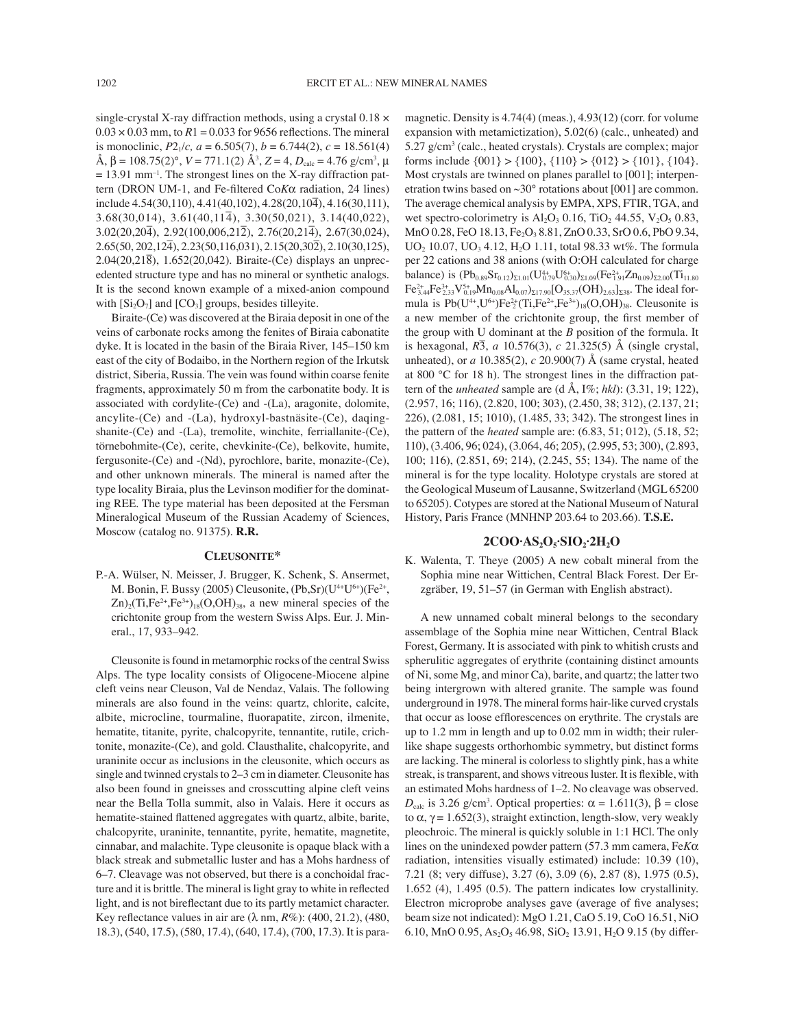single-crystal X-ray diffraction methods, using a crystal 0.18 × 0.03 × 0.03 mm, to $R1$ = 0.033 for 9656 reflections. The mineral is monoclinic, $P2_1/c$, $a$ = 6.505(7), $b$ = 6.744(2), $c$ = 18.561(4) Å, β = 108.75(2)°, $V$ = 771.1(2) Å$^3$, $Z$ = 4, $D_{calc}$ = 4.76 g/cm$^3$, μ = 13.91 mm$^{-1}$. The strongest lines on the X-ray diffraction pattern (DRON UM-1, and Fe-filtered Co$K\alpha$ radiation, 24 lines) include 4.54(30,110), 4.41(40,102), 4.28(20,10$\bar{4}$), 4.16(30,111), 3.68(30,014), 3.61(40,11$\bar{4}$), 3.30(50,021), 3.14(40,022), 3.02(20,20$\bar{4}$), 2.92(100,006,21$\bar{2}$), 2.76(20,21$\bar{4}$), 2.67(30,024), 2.65(50, 202,12$\bar{4}$), 2.23(50,116,031), 2.15(20,30$\bar{2}$), 2.10(30,125), 2.04(20,21$\bar{8}$), 1.652(20,042). Biraite-(Ce) displays an unprecedented structure type and has no mineral or synthetic analogs. It is the second known example of a mixed-anion compound with [$Si_2O_7$] and [$CO_3$] groups, besides tilleyite.

Biraite-(Ce) was discovered at the Biraia deposit in one of the veins of carbonate rocks among the fenites of Biraia cabonatite dyke. It is located in the basin of the Biraia River, 145–150 km east of the city of Bodaibo, in the Northern region of the Irkutsk district, Siberia, Russia. The vein was found within coarse fenite fragments, approximately 50 m from the carbonatite body. It is associated with cordylite-(Ce) and -(La), aragonite, dolomite, ancylite-(Ce) and -(La), hydroxyl-bastnäsite-(Ce), daqingshanite-(Ce) and -(La), tremolite, winchite, ferriallanite-(Ce), törnebohmite-(Ce), cerite, chevkinite-(Ce), belkovite, humite, fergusonite-(Ce) and -(Nd), pyrochlore, barite, monazite-(Ce), and other unknown minerals. The mineral is named after the type locality Biraia, plus the Levinson modifier for the dominating REE. The type material has been deposited at the Fersman Mineralogical Museum of the Russian Academy of Sciences, Moscow (catalog no. 91375). **R.R.**

## Cleusonite*

P.-A. Wülser, N. Meisser, J. Brugger, K. Schenk, S. Ansermet, M. Bonin, F. Bussy (2005) Cleusonite, $(Pb,Sr)(U^{4+}U^{6+})(Fe^{2+},Zn)_2(Ti,Fe^{2+},Fe^{3+})_{18}(O,OH)_{38}$, a new mineral species of the crichtonite group from the western Swiss Alps. Eur. J. Mineral., 17, 933–942.

Cleusonite is found in metamorphic rocks of the central Swiss Alps. The type locality consists of Oligocene-Miocene alpine cleft veins near Cleuson, Val de Nendaz, Valais. The following minerals are also found in the veins: quartz, chlorite, calcite, albite, microcline, tourmaline, fluorapatite, zircon, ilmenite, hematite, titanite, pyrite, chalcopyrite, tennantite, rutile, crichtonite, monazite-(Ce), and gold. Clausthalite, chalcopyrite, and uraninite occur as inclusions in the cleusonite, which occurs as single and twinned crystals to 2–3 cm in diameter. Cleusonite has also been found in gneisses and crosscutting alpine cleft veins near the Bella Tolla summit, also in Valais. Here it occurs as hematite-stained flattened aggregates with quartz, albite, barite, chalcopyrite, uraninite, tennantite, pyrite, hematite, magnetite, cinnabar, and malachite. Type cleusonite is opaque black with a black streak and submetallic luster and has a Mohs hardness of 6–7. Cleavage was not observed, but there is a conchoidal fracture and it is brittle. The mineral is light gray to white in reflected light, and is not bireflectant due to its partly metamict character. Key reflectance values in air are (λ nm, $R$%): (400, 21.2), (480, 18.3), (540, 17.5), (580, 17.4), (640, 17.4), (700, 17.3). It is paramagnetic. Density is 4.74(4) (meas.), 4.93(12) (corr. for volume expansion with metamictization), 5.02(6) (calc., unheated) and 5.27 g/cm$^3$ (calc., heated crystals). Crystals are complex; major forms include {001} > {100}, {110} > {012} > {101}, {104}. Most crystals are twinned on planes parallel to [001]; interpenetration twins based on ~30° rotations about [001] are common. The average chemical analysis by EMPA, XPS, FTIR, TGA, and wet spectro-colorimetry is $Al_2O_3$ 0.16, $TiO_2$ 44.55, $V_2O_5$ 0.83, MnO 0.28, FeO 18.13, $Fe_2O_3$ 8.81, ZnO 0.33, SrO 0.6, PbO 9.34, $UO_2$ 10.07, $UO_3$ 4.12, $H_2O$ 1.11, total 98.33 wt%. The formula per 22 cations and 38 anions (with O:OH calculated for charge balance) is $(Pb_{0.89}Sr_{0.12})_{\Sigma 1.01}(U^{4+}_{0.79}U^{6+}_{0.30})_{\Sigma 1.09}(Fe^{2+}_{1.91}Zn_{0.09})_{\Sigma 2.00}(Ti_{11.80}Fe^{2+}_{3.44}Fe^{3+}_{2.33}V^{5+}_{0.19}Mn_{0.08}Al_{0.07})_{\Sigma 17.90}[O_{35.37}(OH)_{2.63}]_{\Sigma 38}$. The ideal formula is $Pb(U^{4+},U^{6+})Fe^{2+}_2(Ti,Fe^{2+},Fe^{3+})_{18}(O,OH)_{38}$. Cleusonite is a new member of the crichtonite group, the first member of the group with U dominant at the $B$ position of the formula. It is hexagonal, $R\bar{3}$, $a$ 10.576(3), $c$ 21.325(5) Å (single crystal, unheated), or $a$ 10.385(2), $c$ 20.900(7) Å (same crystal, heated at 800 °C for 18 h). The strongest lines in the diffraction pattern of the *unheated* sample are (d Å, I%; $hkl$): (3.31, 19; 122), (2.957, 16; 116), (2.820, 100; 303), (2.450, 38; 312), (2.137, 21; 226), (2.081, 15; 1010), (1.485, 33; 342). The strongest lines in the pattern of the *heated* sample are: (6.83, 51; 012), (5.18, 52; 110), (3.406, 96; 024), (3.064, 46; 205), (2.995, 53; 300), (2.893, 100; 116), (2.851, 69; 214), (2.245, 55; 134). The name of the mineral is for the type locality. Holotype crystals are stored at the Geological Museum of Lausanne, Switzerland (MGL 65200 to 65205). Cotypes are stored at the National Museum of Natural History, Paris France (MNHNP 203.64 to 203.66). **T.S.E.**

## $2COO \cdot As_2O_5 \cdot SiO_2 \cdot 2H_2O$

K. Walenta, T. Theye (2005) A new cobalt mineral from the Sophia mine near Wittichen, Central Black Forest. Der Erzgräber, 19, 51–57 (in German with English abstract).

A new unnamed cobalt mineral belongs to the secondary assemblage of the Sophia mine near Wittichen, Central Black Forest, Germany. It is associated with pink to whitish crusts and spherulitic aggregates of erythrite (containing distinct amounts of Ni, some Mg, and minor Ca), barite, and quartz; the latter two being intergrown with altered granite. The sample was found underground in 1978. The mineral forms hair-like curved crystals that occur as loose efflorescences on erythrite. The crystals are up to 1.2 mm in length and up to 0.02 mm in width; their ruler-like shape suggests orthorhombic symmetry, but distinct forms are lacking. The mineral is colorless to slightly pink, has a white streak, is transparent, and shows vitreous luster. It is flexible, with an estimated Mohs hardness of 1–2. No cleavage was observed. $D_{calc}$ is 3.26 g/cm$^3$. Optical properties: α = 1.611(3), β = close to α, γ = 1.652(3), straight extinction, length-slow, very weakly pleochroic. The mineral is quickly soluble in 1:1 HCl. The only lines on the unindexed powder pattern (57.3 mm camera, Fe$K\alpha$ radiation, intensities visually estimated) include: 10.39 (10), 7.21 (8; very diffuse), 3.27 (6), 3.09 (6), 2.87 (8), 1.975 (0.5), 1.652 (4), 1.495 (0.5). The pattern indicates low crystallinity. Electron microprobe analyses gave (average of five analyses; beam size not indicated): MgO 1.21, CaO 5.19, CoO 16.51, NiO 6.10, MnO 0.95, $As_2O_5$ 46.98, $SiO_2$ 13.91, $H_2O$ 9.15 (by differ-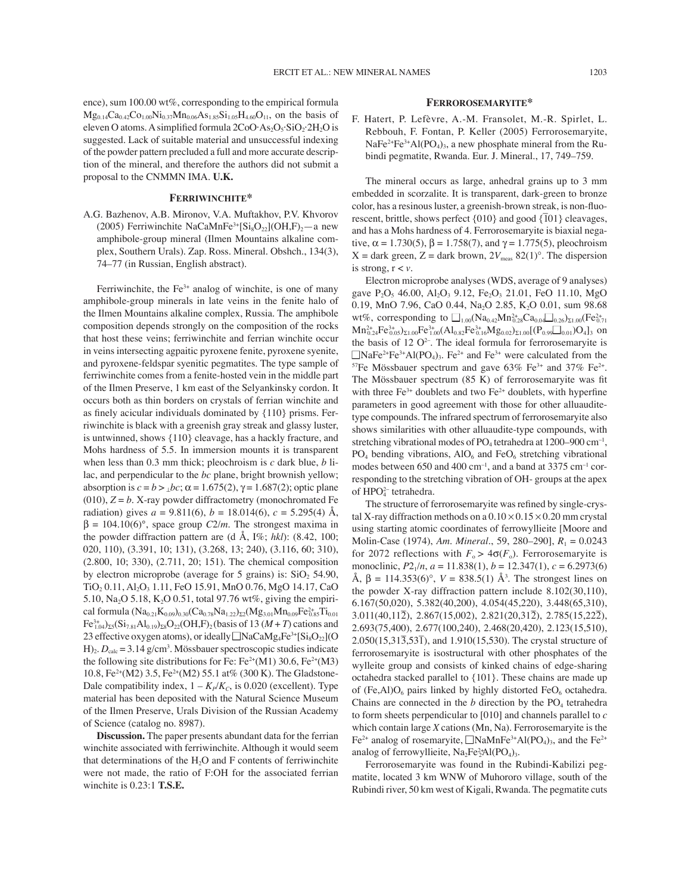ence), sum 100.00 wt%, corresponding to the empirical formula $Mg_{0.14}Ca_{0.42}Co_{1.00}Ni_{0.37}Mn_{0.06}As_{1.85}Si_{1.05}H_{4.60}O_{11}$, on the basis of eleven O atoms. A simplified formula $2CoO{\cdot}As_2O_5{\cdot}SiO_2{\cdot}2H_2O$ is suggested. Lack of suitable material and unsuccessful indexing of the powder pattern precluded a full and more accurate description of the mineral, and therefore the authors did not submit a proposal to the CNMMN IMA. **U.K.**

## Ferriwinchite*

A.G. Bazhenov, A.B. Mironov, V.A. Muftakhov, P.V. Khvorov (2005) Ferriwinchite $NaCaMnFe^{3+}[Si_8O_{22}](OH,F)_2$—a new amphibole-group mineral (Ilmen Mountains alkaline complex, Southern Urals). Zap. Ross. Mineral. Obshch., 134(3), 74–77 (in Russian, English abstract).

Ferriwinchite, the $Fe^{3+}$ analog of winchite, is one of many amphibole-group minerals in late veins in the fenite halo of the Ilmen Mountains alkaline complex, Russia. The amphibole composition depends strongly on the composition of the rocks that host these veins; ferriwinchite and ferrian winchite occur in veins intersecting agpaitic pyroxene fenite, pyroxene syenite, and pyroxene-feldspar syenitic pegmatites. The type sample of ferriwinchite comes from a fenite-hosted vein in the middle part of the Ilmen Preserve, 1 km east of the Selyankinsky cordon. It occurs both as thin borders on crystals of ferrian winchite and as finely acicular individuals dominated by {110} prisms. Ferriwinchite is black with a greenish gray streak and glassy luster, is untwinned, shows {110} cleavage, has a hackly fracture, and Mohs hardness of 5.5. In immersion mounts it is transparent when less than 0.3 mm thick; pleochroism is *c* dark blue, *b* lilac, and perpendicular to the *bc* plane, bright brownish yellow; absorption is $c = b > {}_{\perp}bc$; $\alpha = 1.675(2)$, $\gamma = 1.687(2)$; optic plane (010), $Z = b$. X-ray powder diffractometry (monochromated Fe radiation) gives $a = 9.811(6)$, $b = 18.014(6)$, $c = 5.295(4)$ Å, $\beta = 104.10(6)°$, space group $C2/m$. The strongest maxima in the powder diffraction pattern are (d Å, I%; *hkl*): (8.42, 100; 020, 110), (3.391, 10; 131), (3.268, 13; 240), (3.116, 60; 310), (2.800, 10; 330), (2.711, 20; 151). The chemical composition by electron microprobe (average for 5 grains) is: $SiO_2$ 54.90, $TiO_2$ 0.11, $Al_2O_3$ 1.11, FeO 15.91, MnO 0.76, MgO 14.17, CaO 5.10, $Na_2O$ 5.18, $K_2O$ 0.51, total 97.76 wt%, giving the empirical formula $(Na_{0.21}K_{0.09})_{0.30}(Ca_{0.78}Na_{1.22})_{\Sigma 2}(Mg_{3.01}Mn_{0.09}Fe^{2+}_{0.85}Ti_{0.01}Fe^{3+}_{1.04})_{\Sigma 5}(Si_{7.81}Al_{0.19})_{\Sigma 8}O_{22}(OH,F)_2$ (basis of 13 $(M + T)$ cations and 23 effective oxygen atoms), or ideally $\square NaCaMg_4Fe^{3+}[Si_8O_{22}](OH)_2$. $D_{calc} = 3.14$ g/cm³. Mössbauer spectroscopic studies indicate the following site distributions for Fe: $Fe^{2+}$(M1) 30.6, $Fe^{2+}$(M3) 10.8, $Fe^{2+}$(M2) 3.5, $Fe^{2+}$(M2) 55.1 at% (300 K). The Gladstone-Dale compatibility index, $1 - K_P/K_C$, is 0.020 (excellent). Type material has been deposited with the Natural Science Museum of the Ilmen Preserve, Urals Division of the Russian Academy of Science (catalog no. 8987).

**Discussion.** The paper presents abundant data for the ferrian winchite associated with ferriwinchite. Although it would seem that determinations of the $H_2O$ and F contents of ferriwinchite were not made, the ratio of F:OH for the associated ferrian winchite is 0.23:1 **T.S.E.**

## Ferrorosemaryite*

F. Hatert, P. Lefèvre, A.-M. Fransolet, M.-R. Spirlet, L. Rebbouh, F. Fontan, P. Keller (2005) Ferrorosemaryite, $NaFe^{2+}Fe^{3+}Al(PO_4)_3$, a new phosphate mineral from the Rubindi pegmatite, Rwanda. Eur. J. Mineral., 17, 749–759.

The mineral occurs as large, anhedral grains up to 3 mm embedded in scorzalite. It is transparent, dark-green to bronze color, has a resinous luster, a greenish-brown streak, is non-fluorescent, brittle, shows perfect {010} and good {$\bar{1}$01} cleavages, and has a Mohs hardness of 4. Ferrorosemaryite is biaxial negative, $\alpha = 1.730(5)$, $\beta = 1.758(7)$, and $\gamma = 1.775(5)$, pleochroism X = dark green, Z = dark brown, $2V_{meas}$ 82(1)°. The dispersion is strong, $r < v$.

Electron microprobe analyses (WDS, average of 9 analyses) gave $P_2O_5$ 46.00, $Al_2O_3$ 9.12, $Fe_2O_3$ 21.01, FeO 11.10, MgO 0.19, MnO 7.96, CaO 0.44, $Na_2O$ 2.85, $K_2O$ 0.01, sum 98.68 wt%, corresponding to $\square_{1.00}(Na_{0.42}Mn^{2+}_{0.28}Ca_{0.04}\square_{0.26})_{\Sigma 1.00}(Fe^{2+}_{0.71}Mn^{2+}_{0.24}Fe^{3+}_{0.05})_{\Sigma 1.00}Fe^{3+}_{1.00}(Al_{0.82}Fe^{3+}_{0.16}Mg_{0.02})_{\Sigma 1.00}[(P_{0.99}\square_{0.01})O_4]_3$ on the basis of 12 $O^{2-}$. The ideal formula for ferrorosemaryite is $\square NaFe^{2+}Fe^{3+}Al(PO_4)_3$. $Fe^{2+}$ and $Fe^{3+}$ were calculated from the $^{57}$Fe Mössbauer spectrum and gave 63% $Fe^{3+}$ and 37% $Fe^{2+}$. The Mössbauer spectrum (85 K) of ferrorosemaryite was fit with three $Fe^{3+}$ doublets and two $Fe^{2+}$ doublets, with hyperfine parameters in good agreement with those for other alluaudite-type compounds. The infrared spectrum of ferrorosemaryite also shows similarities with other alluaudite-type compounds, with stretching vibrational modes of $PO_4$ tetrahedra at 1200–900 cm⁻¹, $PO_4$ bending vibrations, $AlO_6$ and $FeO_6$ stretching vibrational modes between 650 and 400 cm⁻¹, and a band at 3375 cm⁻¹ corresponding to the stretching vibration of OH- groups at the apex of $HPO_4^{2-}$ tetrahedra.

The structure of ferrorosemaryite was refined by single-crystal X-ray diffraction methods on a $0.10 \times 0.15 \times 0.20$ mm crystal using starting atomic coordinates of ferrowyllieite [Moore and Molin-Case (1974), *Am. Mineral.*, 59, 280–290], $R_1 = 0.0243$ for 2072 reflections with $F_o > 4\sigma(F_o)$. Ferrorosemaryite is monoclinic, $P2_1/n$, $a = 11.838(1)$, $b = 12.347(1)$, $c = 6.2973(6)$ Å, $\beta = 114.353(6)°$, $V = 838.5(1)$ Å³. The strongest lines on the powder X-ray diffraction pattern include 8.102(30,110), 6.167(50,020), 5.382(40,200), 4.054(45,220), 3.448(65,310), 3.011(40,11$\bar{2}$), 2.867(15,002), 2.821(20,31$\bar{2}$), 2.785(15,22$\bar{2}$), 2.693(75,400), 2.677(100,240), 2.468(20,420), 2.123(15,510), 2.050(15,31$\bar{3}$,53$\bar{1}$), and 1.910(15,530). The crystal structure of ferrorosemaryite is isostructural with other phosphates of the wylleite group and consists of kinked chains of edge-sharing octahedra stacked parallel to {101}. These chains are made up of $(Fe,Al)O_6$ pairs linked by highly distorted $FeO_6$ octahedra. Chains are connected in the *b* direction by the $PO_4$ tetrahedra to form sheets perpendicular to [010] and channels parallel to *c* which contain large *X* cations (Mn, Na). Ferrorosemaryite is the $Fe^{2+}$ analog of rosemaryite, $\square NaMnFe^{3+}Al(PO_4)_3$, and the $Fe^{2+}$ analog of ferrowyllieite, $Na_2Fe^{2+}_2Al(PO_4)_3$.

Ferrorosemaryite was found in the Rubindi-Kabilizi pegmatite, located 3 km WNW of Muhororo village, south of the Rubindi river, 50 km west of Kigali, Rwanda. The pegmatite cuts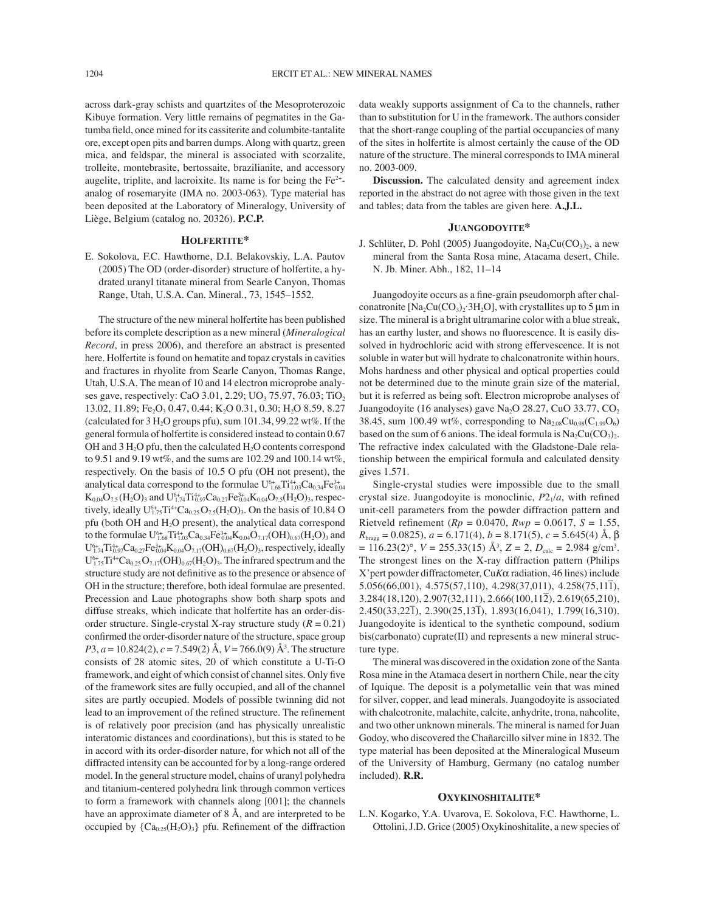across dark-gray schists and quartzites of the Mesoproterozoic Kibuye formation. Very little remains of pegmatites in the Gatumba field, once mined for its cassiterite and columbite-tantalite ore, except open pits and barren dumps. Along with quartz, green mica, and feldspar, the mineral is associated with scorzalite, trolleite, montebrasite, bertossaite, brazilianite, and accessory augelite, triplite, and lacroixite. Its name is for being the $Fe^{2+}$-analog of rosemaryite (IMA no. 2003-063). Type material has been deposited at the Laboratory of Mineralogy, University of Liège, Belgium (catalog no. 20326). **P.C.P.**

## HOLFERTITE*

E. Sokolova, F.C. Hawthorne, D.I. Belakovskiy, L.A. Pautov (2005) The OD (order-disorder) structure of holfertite, a hydrated uranyl titanate mineral from Searle Canyon, Thomas Range, Utah, U.S.A. Can. Mineral., 73, 1545–1552.

The structure of the new mineral holfertite has been published before its complete description as a new mineral (*Mineralogical Record*, in press 2006), and therefore an abstract is presented here. Holfertite is found on hematite and topaz crystals in cavities and fractures in rhyolite from Searle Canyon, Thomas Range, Utah, U.S.A. The mean of 10 and 14 electron microprobe analyses gave, respectively: CaO 3.01, 2.29; $UO_3$ 75.97, 76.03; $TiO_2$ 13.02, 11.89; $Fe_2O_3$ 0.47, 0.44; $K_2O$ 0.31, 0.30; $H_2O$ 8.59, 8.27 (calculated for 3 $H_2O$ groups pfu), sum 101.34, 99.22 wt%. If the general formula of holfertite is considered instead to contain 0.67 OH and 3 $H_2O$ pfu, then the calculated $H_2O$ contents correspond to 9.51 and 9.19 wt%, and the sums are 102.29 and 100.14 wt%, respectively. On the basis of 10.5 O pfu (OH not present), the analytical data correspond to the formulae $U^{6+}_{1.68}Ti^{4+}_{1.03}Ca_{0.34}Fe^{3+}_{0.04}K_{0.04}O_{7.5}(H_2O)_3$ and $U^{6+}_{1.74}Ti^{4+}_{0.97}Ca_{0.27}Fe^{3+}_{0.04}K_{0.04}O_{7.5}(H_2O)_3$, respectively, ideally $U^{6+}_{1.75}Ti^{4+}Ca_{0.25}O_{7.5}(H_2O)_3$. On the basis of 10.84 O pfu (both OH and $H_2O$ present), the analytical data correspond to the formulae $U^{6+}_{1.68}Ti^{4+}_{1.03}Ca_{0.34}Fe^{3+}_{0.04}K_{0.04}O_{7.17}(OH)_{0.67}(H_2O)_3$ and $U^{6+}_{1.74}Ti^{4+}_{0.97}Ca_{0.27}Fe^{3+}_{0.04}K_{0.04}O_{7.17}(OH)_{0.67}(H_2O)_3$, respectively, ideally $U^{6+}_{1.75}Ti^{4+}Ca_{0.25}O_{7.17}(OH)_{0.67}(H_2O)_3$. The infrared spectrum and the structure study are not definitive as to the presence or absence of OH in the structure; therefore, both ideal formulae are presented. Precession and Laue photographs show both sharp spots and diffuse streaks, which indicate that holfertite has an order-disorder structure. Single-crystal X-ray structure study ($R = 0.21$) confirmed the order-disorder nature of the structure, space group $P3$, $a = 10.824(2)$, $c = 7.549(2)$ Å, $V = 766.0(9)$ Å$^3$. The structure consists of 28 atomic sites, 20 of which constitute a U-Ti-O framework, and eight of which consist of channel sites. Only five of the framework sites are fully occupied, and all of the channel sites are partly occupied. Models of possible twinning did not lead to an improvement of the refined structure. The refinement is of relatively poor precision (and has physically unrealistic interatomic distances and coordinations), but this is stated to be in accord with its order-disorder nature, for which not all of the diffracted intensity can be accounted for by a long-range ordered model. In the general structure model, chains of uranyl polyhedra and titanium-centered polyhedra link through common vertices to form a framework with channels along [001]; the channels have an approximate diameter of 8 Å, and are interpreted to be occupied by $\{Ca_{0.25}(H_2O)_3\}$ pfu. Refinement of the diffraction data weakly supports assignment of Ca to the channels, rather than to substitution for U in the framework. The authors consider that the short-range coupling of the partial occupancies of many of the sites in holfertite is almost certainly the cause of the OD nature of the structure. The mineral corresponds to IMA mineral no. 2003-009.

**Discussion.** The calculated density and agreement index reported in the abstract do not agree with those given in the text and tables; data from the tables are given here. **A.J.L.**

## JUANGODOYITE*

J. Schlüter, D. Pohl (2005) Juangodoyite, $Na_2Cu(CO_3)_2$, a new mineral from the Santa Rosa mine, Atacama desert, Chile. N. Jb. Miner. Abh., 182, 11–14

Juangodoyite occurs as a fine-grain pseudomorph after chalconatronite [$Na_2Cu(CO_3)_2·3H_2O$], with crystallites up to 5 μm in size. The mineral is a bright ultramarine color with a blue streak, has an earthy luster, and shows no fluorescence. It is easily dissolved in hydrochloric acid with strong effervescence. It is not soluble in water but will hydrate to chalconatronite within hours. Mohs hardness and other physical and optical properties could not be determined due to the minute grain size of the material, but it is referred as being soft. Electron microprobe analyses of Juangodoyite (16 analyses) gave $Na_2O$ 28.27, CuO 33.77, $CO_2$ 38.45, sum 100.49 wt%, corresponding to $Na_{2.08}Cu_{0.98}(C_{1.99}O_6)$ based on the sum of 6 anions. The ideal formula is $Na_2Cu(CO_3)_2$. The refractive index calculated with the Gladstone-Dale relationship between the empirical formula and calculated density gives 1.571.

Single-crystal studies were impossible due to the small crystal size. Juangodoyite is monoclinic, $P2_1/a$, with refined unit-cell parameters from the powder diffraction pattern and Rietveld refinement ($Rp = 0.0470$, $Rwp = 0.0617$, $S = 1.55$, $R_{bragg} = 0.0825$), $a = 6.171(4)$, $b = 8.171(5)$, $c = 5.645(4)$ Å, $\beta = 116.23(2)°$, $V = 255.33(15)$ Å$^3$, $Z = 2$, $D_{calc} = 2.984$ g/cm$^3$. The strongest lines on the X-ray diffraction pattern (Philips X'pert powder diffractometer, Cu$K\alpha$ radiation, 46 lines) include 5.056(66,001), 4.575(57,110), 4.298(37,011), 4.258(75,$11\bar{1}$), 3.284(18,120), 2.907(32,111), 2.666(100,$11\bar{2}$), 2.619(65,210), 2.450(33,$22\bar{1}$), 2.390(25,$13\bar{1}$), 1.893(16,041), 1.799(16,310). Juangodoyite is identical to the synthetic compound, sodium bis(carbonato) cuprate(II) and represents a new mineral structure type.

The mineral was discovered in the oxidation zone of the Santa Rosa mine in the Atamaca desert in northern Chile, near the city of Iquique. The deposit is a polymetallic vein that was mined for silver, copper, and lead minerals. Juangodoyite is associated with chalcotronite, malachite, calcite, anhydrite, trona, nahcolite, and two other unknown minerals. The mineral is named for Juan Godoy, who discovered the Chañarcillo silver mine in 1832. The type material has been deposited at the Mineralogical Museum of the University of Hamburg, Germany (no catalog number included). **R.R.**

## OXYKINOSHITALITE*

L.N. Kogarko, Y.A. Uvarova, E. Sokolova, F.C. Hawthorne, L. Ottolini, J.D. Grice (2005) Oxykinoshitalite, a new species of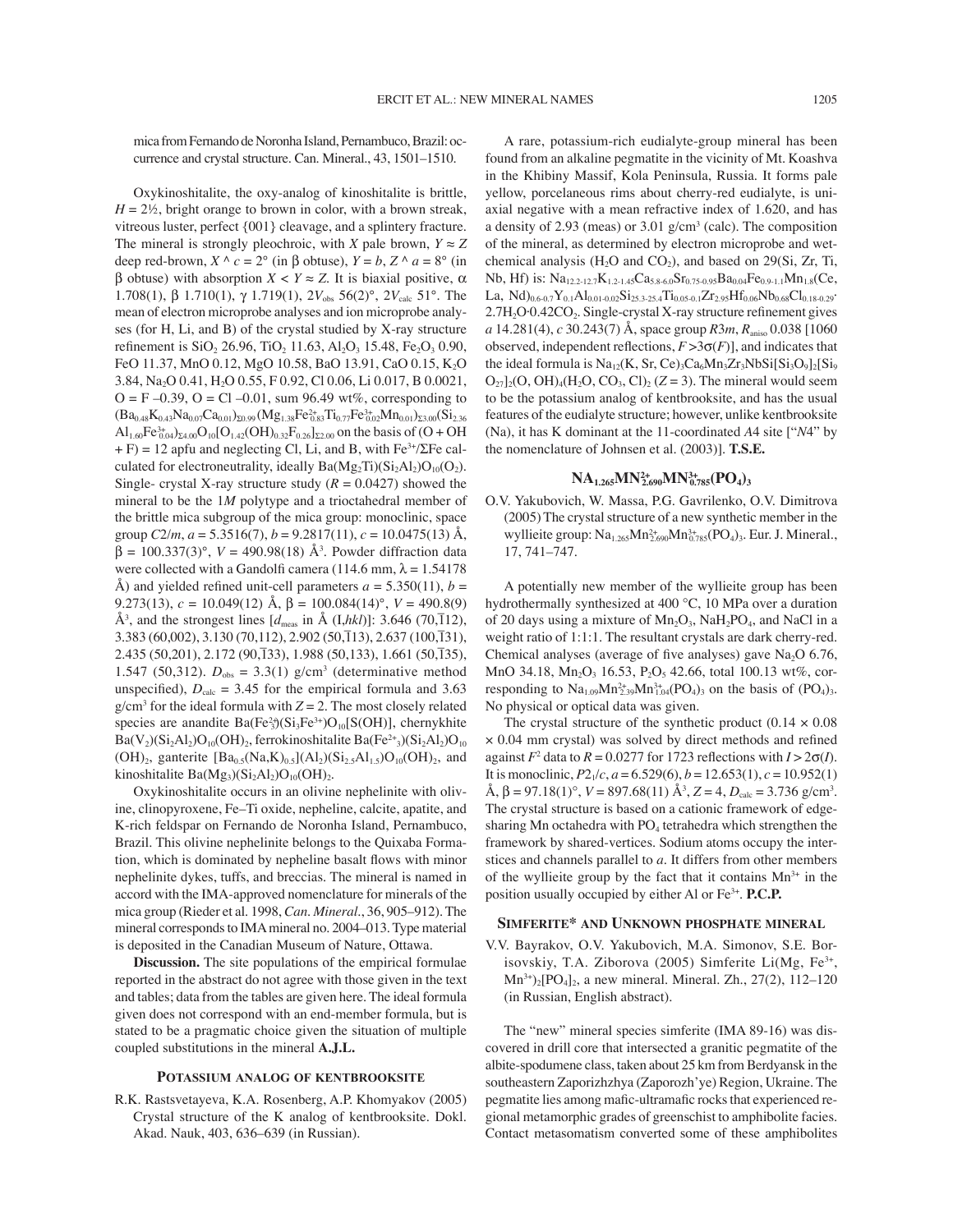mica from Fernando de Noronha Island, Pernambuco, Brazil: occurrence and crystal structure. Can. Mineral., 43, 1501–1510.

Oxykinoshitalite, the oxy-analog of kinoshitalite is brittle, $H = 2½$, bright orange to brown in color, with a brown streak, vitreous luster, perfect {001} cleavage, and a splintery fracture. The mineral is strongly pleochroic, with $X$ pale brown, $Y \approx Z$ deep red-brown, $X \wedge c = 2°$ (in β obtuse), $Y = b$, $Z \wedge a = 8°$ (in β obtuse) with absorption $X < Y \approx Z$. It is biaxial positive, α 1.708(1), β 1.710(1), γ 1.719(1), $2V_{obs}$ 56(2)°, $2V_{calc}$ 51°. The mean of electron microprobe analyses and ion microprobe analyses (for H, Li, and B) of the crystal studied by X-ray structure refinement is $SiO_2$ 26.96, $TiO_2$ 11.63, $Al_2O_3$ 15.48, $Fe_2O_3$ 0.90, FeO 11.37, MnO 0.12, MgO 10.58, BaO 13.91, CaO 0.15, $K_2O$ 3.84, $Na_2O$ 0.41, $H_2O$ 0.55, F 0.92, Cl 0.06, Li 0.017, B 0.0021, O = F –0.39, O = Cl –0.01, sum 96.49 wt%, corresponding to $(Ba_{0.48}K_{0.43}Na_{0.07}Ca_{0.01})_{\Sigma 0.99}(Mg_{1.38}Fe^{2+}_{0.83}Ti_{0.77}Fe^{3+}_{0.02}Mn_{0.01})_{\Sigma 3.00}(Si_{2.36}Al_{1.60}Fe^{3+}_{0.04})_{\Sigma 4.00}O_{10}[O_{1.42}(OH)_{0.32}F_{0.26}]_{\Sigma 2.00}$ on the basis of (O + OH + F) = 12 apfu and neglecting Cl, Li, and B, with $Fe^{3+}/\Sigma Fe$ calculated for electroneutrality, ideally $Ba(Mg_2Ti)(Si_2Al_2)O_{10}(O_2)$. Single- crystal X-ray structure study ($R$ = 0.0427) showed the mineral to be the 1$M$ polytype and a trioctahedral member of the brittle mica subgroup of the mica group: monoclinic, space group $C2/m$, $a$ = 5.3516(7), $b$ = 9.2817(11), $c$ = 10.0475(13) Å, β = 100.337(3)°, $V$ = 490.98(18) Å$^3$. Powder diffraction data were collected with a Gandolfi camera (114.6 mm, λ = 1.54178 Å) and yielded refined unit-cell parameters $a$ = 5.350(11), $b$ = 9.273(13), $c$ = 10.049(12) Å, β = 100.084(14)°, $V$ = 490.8(9) Å$^3$, and the strongest lines [$d_{meas}$ in Å (I,$hkl$)]: 3.646 (70,$\bar{1}$12), 3.383 (60,002), 3.130 (70,112), 2.902 (50,$\bar{1}$13), 2.637 (100,$\bar{1}$31), 2.435 (50,201), 2.172 (90,$\bar{1}$33), 1.988 (50,133), 1.661 (50,$\bar{1}$35), 1.547 (50,312). $D_{obs}$ = 3.3(1) g/cm$^3$ (determinative method unspecified), $D_{calc}$ = 3.45 for the empirical formula and 3.63 g/cm$^3$ for the ideal formula with $Z$ = 2. The most closely related species are anandite $Ba(Fe^{2+}_3)(Si_3Fe^{3+})O_{10}[S(OH)]$, chernykhite $Ba(V_2)(Si_2Al_2)O_{10}(OH)_2$, ferrokinoshitalite $Ba(Fe^{2+}_3)(Si_2Al_2)O_{10}(OH)_2$, ganterite $[Ba_{0.5}(Na,K)_{0.5}](Al_2)(Si_{2.5}Al_{1.5})O_{10}(OH)_2$, and kinoshitalite $Ba(Mg_3)(Si_2Al_2)O_{10}(OH)_2$.

Oxykinoshitalite occurs in an olivine nephelinite with olivine, clinopyroxene, Fe–Ti oxide, nepheline, calcite, apatite, and K-rich feldspar on Fernando de Noronha Island, Pernambuco, Brazil. This olivine nephelinite belongs to the Quixaba Formation, which is dominated by nepheline basalt flows with minor nephelinite dykes, tuffs, and breccias. The mineral is named in accord with the IMA-approved nomenclature for minerals of the mica group (Rieder et al. 1998, *Can. Mineral.*, 36, 905–912). The mineral corresponds to IMA mineral no. 2004–013. Type material is deposited in the Canadian Museum of Nature, Ottawa.

**Discussion.** The site populations of the empirical formulae reported in the abstract do not agree with those given in the text and tables; data from the tables are given here. The ideal formula given does not correspond with an end-member formula, but is stated to be a pragmatic choice given the situation of multiple coupled substitutions in the mineral **A.J.L.**

## Potassium analog of kentbrooksite

R.K. Rastsvetayeva, K.A. Rosenberg, A.P. Khomyakov (2005) Crystal structure of the K analog of kentbrooksite. Dokl. Akad. Nauk, 403, 636–639 (in Russian).

A rare, potassium-rich eudialyte-group mineral has been found from an alkaline pegmatite in the vicinity of Mt. Koashva in the Khibiny Massif, Kola Peninsula, Russia. It forms pale yellow, porcelaneous rims about cherry-red eudialyte, is uniaxial negative with a mean refractive index of 1.620, and has a density of 2.93 (meas) or 3.01 g/cm$^3$ (calc). The composition of the mineral, as determined by electron microprobe and wet-chemical analysis ($H_2O$ and $CO_2$), and based on 29(Si, Zr, Ti, Nb, Hf) is: $Na_{12.2-12.7}K_{1.2-1.45}Ca_{5.8-6.0}Sr_{0.75-0.95}Ba_{0.04}Fe_{0.9-1.1}Mn_{1.8}(Ce,La,Nd)_{0.6-0.7}Y_{0.1}Al_{0.01-0.02}Si_{25.3-25.4}Ti_{0.05-0.1}Zr_{2.95}Hf_{0.06}Nb_{0.68}Cl_{0.18-0.29}\cdot 2.7H_2O\cdot 0.42CO_2$. Single-crystal X-ray structure refinement gives $a$ 14.281(4), $c$ 30.243(7) Å, space group $R3m$, $R_{aniso}$ 0.038 [1060 observed, independent reflections, $F > 3\sigma(F)$], and indicates that the ideal formula is $Na_{12}(K,Sr,Ce)_3Ca_6Mn_3Zr_3NbSi[Si_3O_9]_2[Si_9O_{27}]_2(O,OH)_4(H_2O,CO_3,Cl)_2$ ($Z$ = 3). The mineral would seem to be the potassium analog of kentbrooksite, and has the usual features of the eudialyte structure; however, unlike kentbrooksite (Na), it has K dominant at the 11-coordinated $A4$ site ["$N4$" by the nomenclature of Johnsen et al. (2003)]. **T.S.E.**

## $Na_{1.265}Mn^{2+}_{2.690}Mn^{3+}_{0.785}(PO_4)_3$

O.V. Yakubovich, W. Massa, P.G. Gavrilenko, O.V. Dimitrova (2005) The crystal structure of a new synthetic member in the wyllieite group: $Na_{1.265}Mn^{2+}_{2.690}Mn^{3+}_{0.785}(PO_4)_3$. Eur. J. Mineral., 17, 741–747.

A potentially new member of the wyllieite group has been hydrothermally synthesized at 400 °C, 10 MPa over a duration of 20 days using a mixture of $Mn_2O_3$, $NaH_2PO_4$, and NaCl in a weight ratio of 1:1:1. The resultant crystals are dark cherry-red. Chemical analyses (average of five analyses) gave $Na_2O$ 6.76, MnO 34.18, $Mn_2O_3$ 16.53, $P_2O_5$ 42.66, total 100.13 wt%, corresponding to $Na_{1.09}Mn^{2+}_{2.39}Mn^{3+}_{1.04}(PO_4)_3$ on the basis of $(PO_4)_3$. No physical or optical data was given.

The crystal structure of the synthetic product (0.14 × 0.08 × 0.04 mm crystal) was solved by direct methods and refined against $F^2$ data to $R$ = 0.0277 for 1723 reflections with $I > 2\sigma(I)$. It is monoclinic, $P2_1/c$, $a$ = 6.529(6), $b$ = 12.653(1), $c$ = 10.952(1) Å, β = 97.18(1)°, $V$ = 897.68(11) Å$^3$, $Z$ = 4, $D_{calc}$ = 3.736 g/cm$^3$. The crystal structure is based on a cationic framework of edge-sharing Mn octahedra with $PO_4$ tetrahedra which strengthen the framework by shared-vertices. Sodium atoms occupy the interstices and channels parallel to $a$. It differs from other members of the wyllieite group by the fact that it contains $Mn^{3+}$ in the position usually occupied by either Al or $Fe^{3+}$. **P.C.P.**

## Simferite* and unknown phosphate mineral

V.V. Bayrakov, O.V. Yakubovich, M.A. Simonov, S.E. Borisovskiy, T.A. Ziborova (2005) Simferite $Li(Mg,Fe^{3+},Mn^{3+})_2[PO_4]_2$, a new mineral. Mineral. Zh., 27(2), 112–120 (in Russian, English abstract).

The "new" mineral species simferite (IMA 89-16) was discovered in drill core that intersected a granitic pegmatite of the albite-spodumene class, taken about 25 km from Berdyansk in the southeastern Zaporizhzhya (Zaporozh'ye) Region, Ukraine. The pegmatite lies among mafic-ultramafic rocks that experienced regional metamorphic grades of greenschist to amphibolite facies. Contact metasomatism converted some of these amphibolites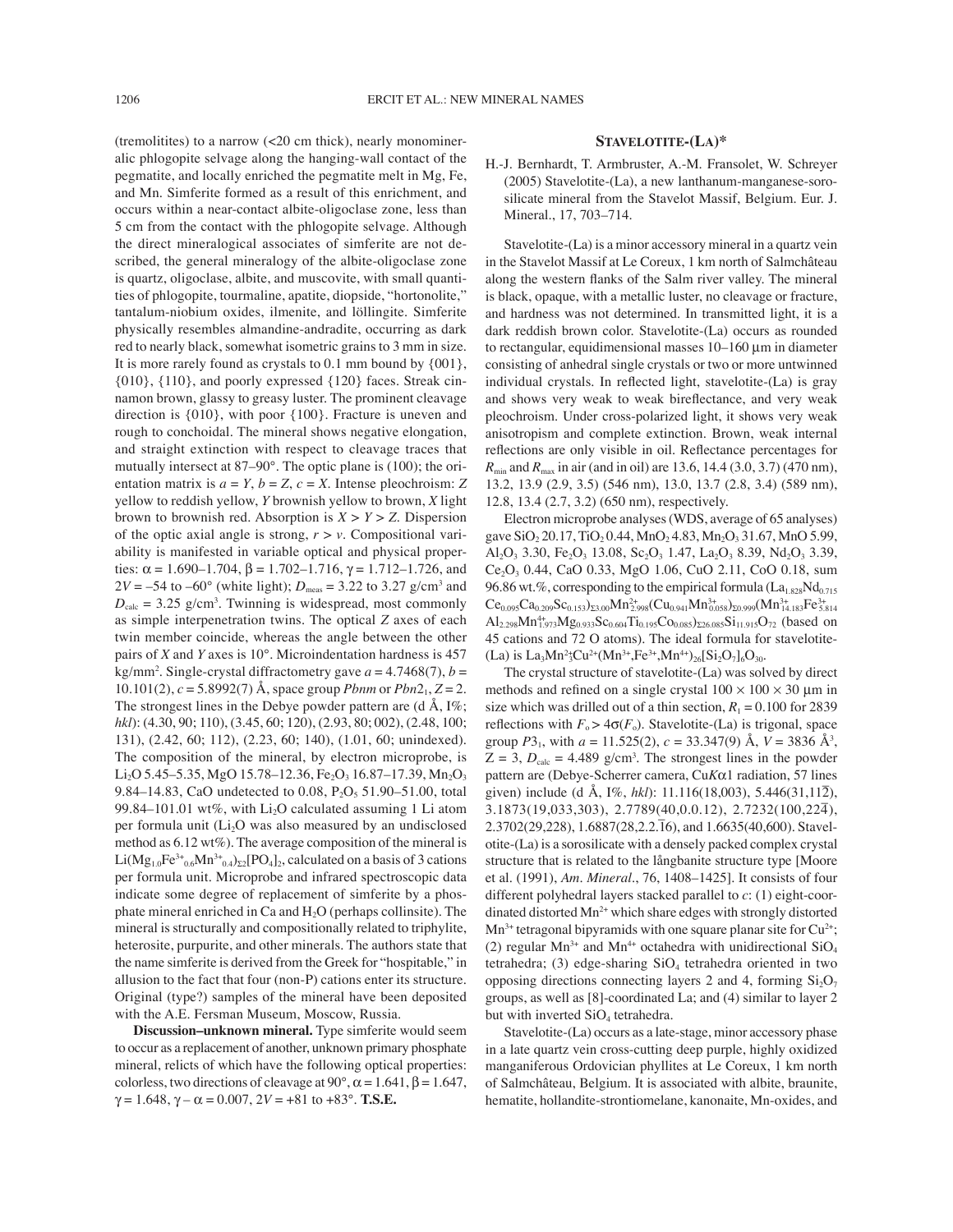(tremolitites) to a narrow (<20 cm thick), nearly monomineralic phlogopite selvage along the hanging-wall contact of the pegmatite, and locally enriched the pegmatite melt in Mg, Fe, and Mn. Simferite formed as a result of this enrichment, and occurs within a near-contact albite-oligoclase zone, less than 5 cm from the contact with the phlogopite selvage. Although the direct mineralogical associates of simferite are not described, the general mineralogy of the albite-oligoclase zone is quartz, oligoclase, albite, and muscovite, with small quantities of phlogopite, tourmaline, apatite, diopside, "hortonolite," tantalum-niobium oxides, ilmenite, and löllingite. Simferite physically resembles almandine-andradite, occurring as dark red to nearly black, somewhat isometric grains to 3 mm in size. It is more rarely found as crystals to 0.1 mm bound by {001}, {010}, {110}, and poorly expressed {120} faces. Streak cinnamon brown, glassy to greasy luster. The prominent cleavage direction is {010}, with poor {100}. Fracture is uneven and rough to conchoidal. The mineral shows negative elongation, and straight extinction with respect to cleavage traces that mutually intersect at 87–90°. The optic plane is (100); the orientation matrix is $a = Y$, $b = Z$, $c = X$. Intense pleochroism: $Z$ yellow to reddish yellow, $Y$ brownish yellow to brown, $X$ light brown to brownish red. Absorption is $X > Y > Z$. Dispersion of the optic axial angle is strong, $r > v$. Compositional variability is manifested in variable optical and physical properties: $\alpha = 1.690$–$1.704$, $\beta = 1.702$–$1.716$, $\gamma = 1.712$–$1.726$, and $2V = -54$ to $-60°$ (white light); $D_{meas} = 3.22$ to $3.27$ g/cm$^3$ and $D_{calc} = 3.25$ g/cm$^3$. Twinning is widespread, most commonly as simple interpenetration twins. The optical $Z$ axes of each twin member coincide, whereas the angle between the other pairs of $X$ and $Y$ axes is 10°. Microindentation hardness is 457 kg/mm$^2$. Single-crystal diffractometry gave $a = 4.7468(7)$, $b = 10.101(2)$, $c = 5.8992(7)$ Å, space group $Pbnm$ or $Pbn2_1$, $Z = 2$. The strongest lines in the Debye powder pattern are (d Å, I%; *hkl*): (4.30, 90; 110), (3.45, 60; 120), (2.93, 80; 002), (2.48, 100; 131), (2.42, 60; 112), (2.23, 60; 140), (1.01, 60; unindexed). The composition of the mineral, by electron microprobe, is $Li_2O$ 5.45–5.35, MgO 15.78–12.36, $Fe_2O_3$ 16.87–17.39, $Mn_2O_3$ 9.84–14.83, CaO undetected to 0.08, $P_2O_5$ 51.90–51.00, total 99.84–101.01 wt%, with $Li_2O$ calculated assuming 1 Li atom per formula unit ($Li_2O$ was also measured by an undisclosed method as 6.12 wt%). The average composition of the mineral is $Li(Mg_{1.0}Fe^{3+}_{0.6}Mn^{3+}_{0.4})_{\Sigma 2}[PO_4]_2$, calculated on a basis of 3 cations per formula unit. Microprobe and infrared spectroscopic data indicate some degree of replacement of simferite by a phosphate mineral enriched in Ca and $H_2O$ (perhaps collinsite). The mineral is structurally and compositionally related to triphylite, heterosite, purpurite, and other minerals. The authors state that the name simferite is derived from the Greek for "hospitable," in allusion to the fact that four (non-P) cations enter its structure. Original (type?) samples of the mineral have been deposited with the A.E. Fersman Museum, Moscow, Russia.

**Discussion–unknown mineral.** Type simferite would seem to occur as a replacement of another, unknown primary phosphate mineral, relicts of which have the following optical properties: colorless, two directions of cleavage at 90°, $\alpha = 1.641$, $\beta = 1.647$, $\gamma = 1.648$, $\gamma - \alpha = 0.007$, $2V = +81$ to $+83°$. **T.S.E.**

## STAVELOTITE-(LA)*

H.-J. Bernhardt, T. Armbruster, A.-M. Fransolet, W. Schreyer (2005) Stavelotite-(La), a new lanthanum-manganese-sorosilicate mineral from the Stavelot Massif, Belgium. Eur. J. Mineral., 17, 703–714.

Stavelotite-(La) is a minor accessory mineral in a quartz vein in the Stavelot Massif at Le Coreux, 1 km north of Salmchâteau along the western flanks of the Salm river valley. The mineral is black, opaque, with a metallic luster, no cleavage or fracture, and hardness was not determined. In transmitted light, it is a dark reddish brown color. Stavelotite-(La) occurs as rounded to rectangular, equidimensional masses 10–160 μm in diameter consisting of anhedral single crystals or two or more untwinned individual crystals. In reflected light, stavelotite-(La) is gray and shows very weak to weak bireflectance, and very weak pleochroism. Under cross-polarized light, it shows very weak anisotropism and complete extinction. Brown, weak internal reflections are only visible in oil. Reflectance percentages for $R_{min}$ and $R_{max}$ in air (and in oil) are 13.6, 14.4 (3.0, 3.7) (470 nm), 13.2, 13.9 (2.9, 3.5) (546 nm), 13.0, 13.7 (2.8, 3.4) (589 nm), 12.8, 13.4 (2.7, 3.2) (650 nm), respectively.

Electron microprobe analyses (WDS, average of 65 analyses) gave $SiO_2$ 20.17, $TiO_2$ 0.44, $MnO_2$ 4.83, $Mn_2O_3$ 31.67, MnO 5.99, $Al_2O_3$ 3.30, $Fe_2O_3$ 13.08, $Sc_2O_3$ 1.47, $La_2O_3$ 8.39, $Nd_2O_3$ 3.39, $Ce_2O_3$ 0.44, CaO 0.33, MgO 1.06, CuO 2.11, CoO 0.18, sum 96.86 wt.%, corresponding to the empirical formula $(La_{1.828}Nd_{0.715}Ce_{0.095}Ca_{0.209}Sc_{0.153})_{\Sigma 3.00}Mn^{2+}_{2.998}(Cu_{0.941}Mn^{3+}_{0.058})_{\Sigma 0.999}(Mn^{3+}_{14.183}Fe^{3+}_{5.814}Al_{2.298}Mn^{4+}_{1.973}Mg_{0.933}Sc_{0.604}Ti_{0.195}Co_{0.085})_{\Sigma 26.085}Si_{11.915}O_{72}$ (based on 45 cations and 72 O atoms). The ideal formula for stavelotite-(La) is $La_3Mn^{2+}_3Cu^{2+}(Mn^{3+},Fe^{3+},Mn^{4+})_{26}[Si_2O_7]_6O_{30}$.

The crystal structure of stavelotite-(La) was solved by direct methods and refined on a single crystal 100 × 100 × 30 μm in size which was drilled out of a thin section, $R_1 = 0.100$ for 2839 reflections with $F_o > 4\sigma(F_o)$. Stavelotite-(La) is trigonal, space group $P3_1$, with $a = 11.525(2)$, $c = 33.347(9)$ Å, $V = 3836$ Å$^3$, $Z = 3$, $D_{calc} = 4.489$ g/cm$^3$. The strongest lines in the powder pattern are (Debye-Scherrer camera, Cu$K\alpha$1 radiation, 57 lines given) include (d Å, I%, *hkl*): 11.116(18,003), 5.446(31,11$\bar{2}$), 3.1873(19,033,303), 2.7789(40,0.0.12), 2.7232(100,22$\bar{4}$), 2.3702(29,228), 1.6887(28,2.2.$\bar{1}$6), and 1.6635(40,600). Stavelotite-(La) is a sorosilicate with a densely packed complex crystal structure that is related to the långbanite structure type [Moore et al. (1991), *Am. Mineral*., 76, 1408–1425]. It consists of four different polyhedral layers stacked parallel to $c$: (1) eight-coordinated distorted $Mn^{2+}$ which share edges with strongly distorted $Mn^{3+}$ tetragonal bipyramids with one square planar site for $Cu^{2+}$; (2) regular $Mn^{3+}$ and $Mn^{4+}$ octahedra with unidirectional $SiO_4$ tetrahedra; (3) edge-sharing $SiO_4$ tetrahedra oriented in two opposing directions connecting layers 2 and 4, forming $Si_2O_7$ groups, as well as [8]-coordinated La; and (4) similar to layer 2 but with inverted $SiO_4$ tetrahedra.

Stavelotite-(La) occurs as a late-stage, minor accessory phase in a late quartz vein cross-cutting deep purple, highly oxidized manganiferous Ordovician phyllites at Le Coreux, 1 km north of Salmchâteau, Belgium. It is associated with albite, braunite, hematite, hollandite-strontiomelane, kanonaite, Mn-oxides, and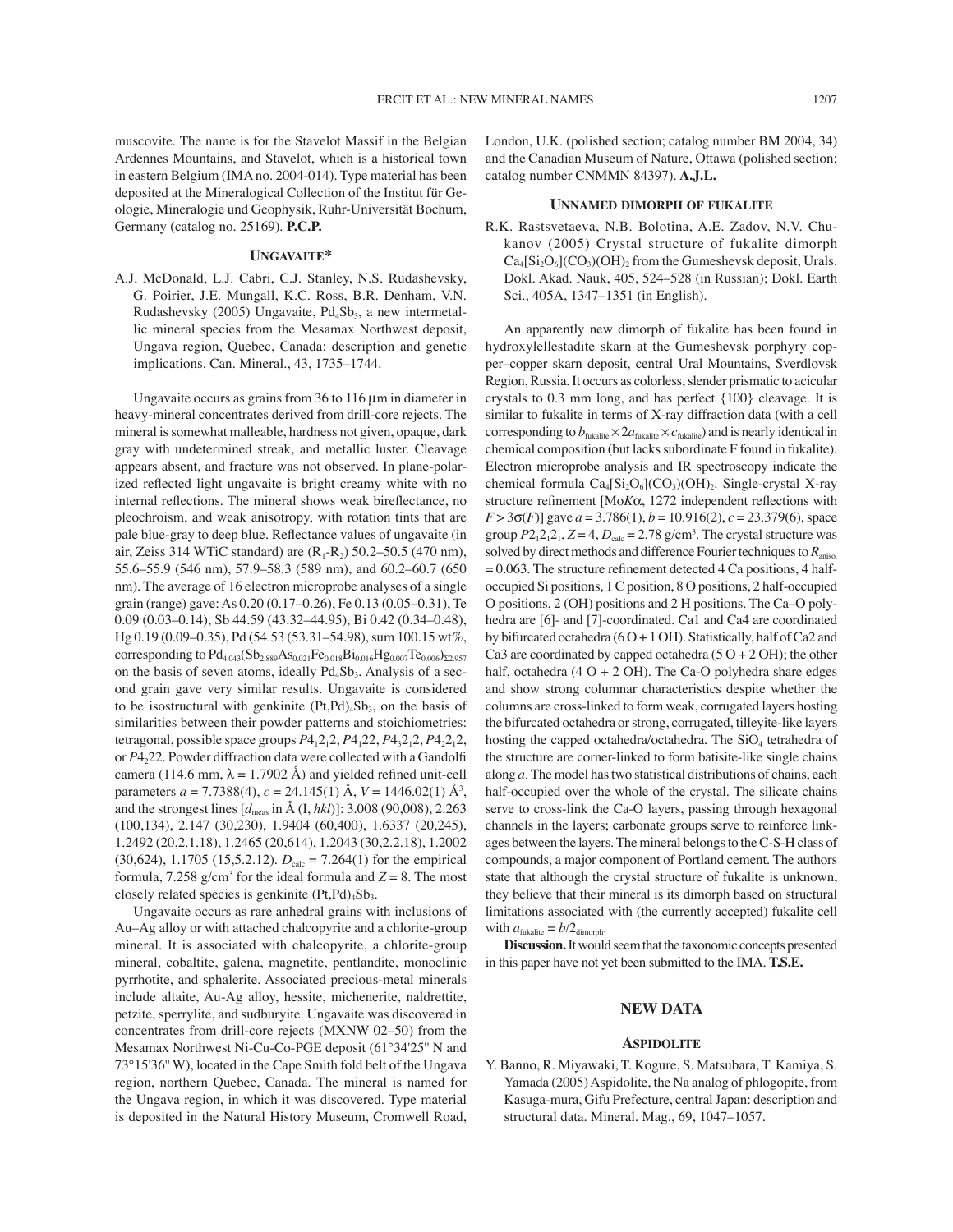muscovite. The name is for the Stavelot Massif in the Belgian Ardennes Mountains, and Stavelot, which is a historical town in eastern Belgium (IMA no. 2004-014). Type material has been deposited at the Mineralogical Collection of the Institut für Geologie, Mineralogie und Geophysik, Ruhr-Universität Bochum, Germany (catalog no. 25169). **P.C.P.**

## Ungavaite*

A.J. McDonald, L.J. Cabri, C.J. Stanley, N.S. Rudashevsky, G. Poirier, J.E. Mungall, K.C. Ross, B.R. Denham, V.N. Rudashevsky (2005) Ungavaite, $Pd_4Sb_3$, a new intermetallic mineral species from the Mesamax Northwest deposit, Ungava region, Quebec, Canada: description and genetic implications. Can. Mineral., 43, 1735–1744.

Ungavaite occurs as grains from 36 to 116 μm in diameter in heavy-mineral concentrates derived from drill-core rejects. The mineral is somewhat malleable, hardness not given, opaque, dark gray with undetermined streak, and metallic luster. Cleavage appears absent, and fracture was not observed. In plane-polarized reflected light ungavaite is bright creamy white with no internal reflections. The mineral shows weak bireflectance, no pleochroism, and weak anisotropy, with rotation tints that are pale blue-gray to deep blue. Reflectance values of ungavaite (in air, Zeiss 314 WTiC standard) are ($R_1$-$R_2$) 50.2–50.5 (470 nm), 55.6–55.9 (546 nm), 57.9–58.3 (589 nm), and 60.2–60.7 (650 nm). The average of 16 electron microprobe analyses of a single grain (range) gave: As 0.20 (0.17–0.26), Fe 0.13 (0.05–0.31), Te 0.09 (0.03–0.14), Sb 44.59 (43.32–44.95), Bi 0.42 (0.34–0.48), Hg 0.19 (0.09–0.35), Pd (54.53 (53.31–54.98), sum 100.15 wt%, corresponding to $Pd_{4.043}(Sb_{2.889}As_{0.021}Fe_{0.018}Bi_{0.016}Hg_{0.007}Te_{0.006})_{\Sigma 2.957}$ on the basis of seven atoms, ideally $Pd_4Sb_3$. Analysis of a second grain gave very similar results. Ungavaite is considered to be isostructural with genkinite $(Pt,Pd)_4Sb_3$, on the basis of similarities between their powder patterns and stoichiometries: tetragonal, possible space groups $P4_12_12$, $P4_122$, $P4_32_12$, $P4_22_12$, or $P4_222$. Powder diffraction data were collected with a Gandolfi camera (114.6 mm, $\lambda$ = 1.7902 Å) and yielded refined unit-cell parameters $a$ = 7.7388(4), $c$ = 24.145(1) Å, $V$ = 1446.02(1) Å$^3$, and the strongest lines [$d_{meas}$ in Å ($I$, $hkl$)]: 3.008 (90,008), 2.263 (100,134), 2.147 (30,230), 1.9404 (60,400), 1.6337 (20,245), 1.2492 (20,2.1.18), 1.2465 (20,614), 1.2043 (30,2.2.18), 1.2002 (30,624), 1.1705 (15,5.2.12). $D_{calc}$ = 7.264(1) for the empirical formula, 7.258 g/cm$^3$ for the ideal formula and $Z$ = 8. The most closely related species is genkinite $(Pt,Pd)_4Sb_3$.

Ungavaite occurs as rare anhedral grains with inclusions of Au–Ag alloy or with attached chalcopyrite and a chlorite-group mineral. It is associated with chalcopyrite, a chlorite-group mineral, cobaltite, galena, magnetite, pentlandite, monoclinic pyrrhotite, and sphalerite. Associated precious-metal minerals include altaite, Au-Ag alloy, hessite, michenerite, naldrettite, petzite, sperrylite, and sudburyite. Ungavaite was discovered in concentrates from drill-core rejects (MXNW 02–50) from the Mesamax Northwest Ni-Cu-Co-PGE deposit (61°34'25'' N and 73°15'36'' W), located in the Cape Smith fold belt of the Ungava region, northern Quebec, Canada. The mineral is named for the Ungava region, in which it was discovered. Type material is deposited in the Natural History Museum, Cromwell Road, London, U.K. (polished section; catalog number BM 2004, 34) and the Canadian Museum of Nature, Ottawa (polished section; catalog number CNMNM 84397). **A.J.L.**

## Unnamed dimorph of fukalite

R.K. Rastsvetaeva, N.B. Bolotina, A.E. Zadov, N.V. Chukanov (2005) Crystal structure of fukalite dimorph $Ca_4[Si_2O_6](CO_3)(OH)_2$ from the Gumeshevsk deposit, Urals. Dokl. Akad. Nauk, 405, 524–528 (in Russian); Dokl. Earth Sci., 405A, 1347–1351 (in English).

An apparently new dimorph of fukalite has been found in hydroxylellestadite skarn at the Gumeshevsk porphyry copper–copper skarn deposit, central Ural Mountains, Sverdlovsk Region, Russia. It occurs as colorless, slender prismatic to acicular crystals to 0.3 mm long, and has perfect {100} cleavage. It is similar to fukalite in terms of X-ray diffraction data (with a cell corresponding to $b_{fukalite} \times 2a_{fukalite} \times c_{fukalite}$) and is nearly identical in chemical composition (but lacks subordinate F found in fukalite). Electron microprobe analysis and IR spectroscopy indicate the chemical formula $Ca_4[Si_2O_6](CO_3)(OH)_2$. Single-crystal X-ray structure refinement [Mo$K\alpha$, 1272 independent reflections with $F > 3\sigma(F)$] gave $a$ = 3.786(1), $b$ = 10.916(2), $c$ = 23.379(6), space group $P2_12_12_1$, $Z$ = 4, $D_{calc}$ = 2.78 g/cm$^3$. The crystal structure was solved by direct methods and difference Fourier techniques to $R_{aniso.}$ = 0.063. The structure refinement detected 4 Ca positions, 4 half-occupied Si positions, 1 C position, 8 O positions, 2 half-occupied O positions, 2 (OH) positions and 2 H positions. The Ca–O polyhedra are [6]- and [7]-coordinated. Ca1 and Ca4 are coordinated by bifurcated octahedra (6 O + 1 OH). Statistically, half of Ca2 and Ca3 are coordinated by capped octahedra (5 O + 2 OH); the other half, octahedra (4 O + 2 OH). The Ca-O polyhedra share edges and show strong columnar characteristics despite whether the columns are cross-linked to form weak, corrugated layers hosting the bifurcated octahedra or strong, corrugated, tilleyite-like layers hosting the capped octahedra/octahedra. The $SiO_4$ tetrahedra of the structure are corner-linked to form batisite-like single chains along $a$. The model has two statistical distributions of chains, each half-occupied over the whole of the crystal. The silicate chains serve to cross-link the Ca-O layers, passing through hexagonal channels in the layers; carbonate groups serve to reinforce linkages between the layers. The mineral belongs to the C-S-H class of compounds, a major component of Portland cement. The authors state that although the crystal structure of fukalite is unknown, they believe that their mineral is its dimorph based on structural limitations associated with (the currently accepted) fukalite cell with $a_{fukalite} = b/2_{dimorph}$.

**Discussion.** It would seem that the taxonomic concepts presented in this paper have not yet been submitted to the IMA. **T.S.E.**

# New Data

## Aspidolite

Y. Banno, R. Miyawaki, T. Kogure, S. Matsubara, T. Kamiya, S. Yamada (2005) Aspidolite, the Na analog of phlogopite, from Kasuga-mura, Gifu Prefecture, central Japan: description and structural data. Mineral. Mag., 69, 1047–1057.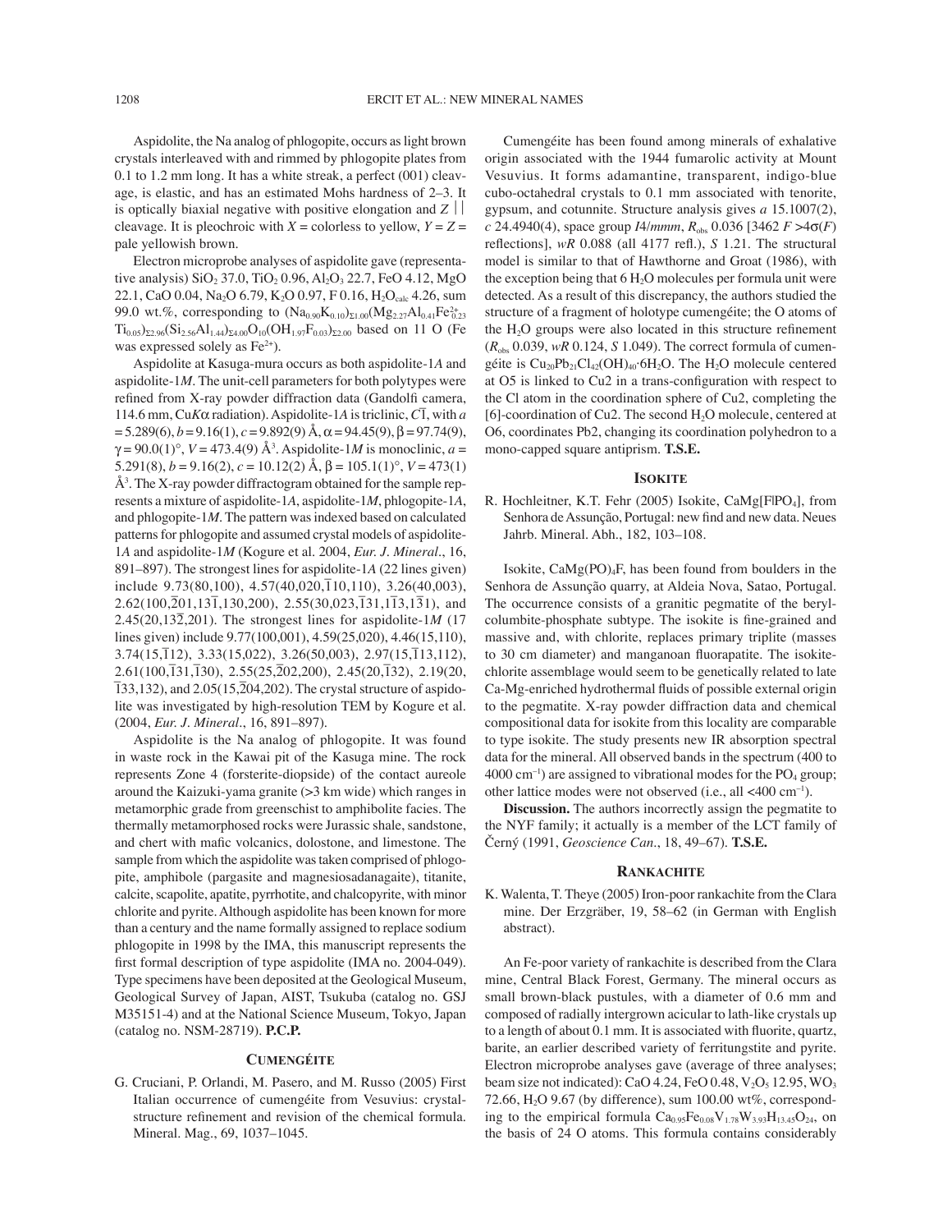Aspidolite, the Na analog of phlogopite, occurs as light brown crystals interleaved with and rimmed by phlogopite plates from 0.1 to 1.2 mm long. It has a white streak, a perfect (001) cleavage, is elastic, and has an estimated Mohs hardness of 2–3. It is optically biaxial negative with positive elongation and $Z \parallel$ cleavage. It is pleochroic with $X$ = colorless to yellow, $Y = Z$ = pale yellowish brown.

Electron microprobe analyses of aspidolite gave (representative analysis) $SiO_2$ 37.0, $TiO_2$ 0.96, $Al_2O_3$ 22.7, FeO 4.12, MgO 22.1, CaO 0.04, $Na_2O$ 6.79, $K_2O$ 0.97, F 0.16, $H_2O_{calc}$ 4.26, sum 99.0 wt.%, corresponding to $(Na_{0.90}K_{0.10})_{\Sigma 1.00}(Mg_{2.27}Al_{0.41}Fe^{2+}_{0.23}Ti_{0.05})_{\Sigma 2.96}(Si_{2.56}Al_{1.44})_{\Sigma 4.00}O_{10}(OH_{1.97}F_{0.03})_{\Sigma 2.00}$ based on 11 O (Fe was expressed solely as $Fe^{2+}$).

Aspidolite at Kasuga-mura occurs as both aspidolite-1*A* and aspidolite-1*M*. The unit-cell parameters for both polytypes were refined from X-ray powder diffraction data (Gandolfi camera, 114.6 mm, Cu$K\alpha$ radiation). Aspidolite-1*A* is triclinic, $C\bar{1}$, with $a$ = 5.289(6), $b$ = 9.16(1), $c$ = 9.892(9) Å, $\alpha$ = 94.45(9), $\beta$ = 97.74(9), $\gamma$ = 90.0(1)°, $V$ = 473.4(9) Å$^3$. Aspidolite-1*M* is monoclinic, $a$ = 5.291(8), $b$ = 9.16(2), $c$ = 10.12(2) Å, $\beta$ = 105.1(1)°, $V$ = 473(1) Å$^3$. The X-ray powder diffractogram obtained for the sample represents a mixture of aspidolite-1*A*, aspidolite-1*M*, phlogopite-1*A*, and phlogopite-1*M*. The pattern was indexed based on calculated patterns for phlogopite and assumed crystal models of aspidolite-1*A* and aspidolite-1*M* (Kogure et al. 2004, *Eur. J. Mineral.*, 16, 891–897). The strongest lines for aspidolite-1*A* (22 lines given) include 9.73(80,100), 4.57(40,020,$\bar{1}$10,110), 3.26(40,003), 2.62(100,$\bar{2}$01,13$\bar{1}$,130,200), 2.55(30,023,$\bar{1}$31,1$\bar{1}$3,1$\bar{3}$1), and 2.45(20,13$\bar{2}$,201). The strongest lines for aspidolite-1*M* (17 lines given) include 9.77(100,001), 4.59(25,020), 4.46(15,110), 3.74(15,$\bar{1}$12), 3.33(15,022), 3.26(50,003), 2.97(15,$\bar{1}$13,112), 2.61(100,$\bar{1}$31,$\bar{1}$30), 2.55(25,$\bar{2}$02,200), 2.45(20,$\bar{1}$32), 2.19(20, $\bar{1}$33,132), and 2.05(15,$\bar{2}$04,202). The crystal structure of aspidolite was investigated by high-resolution TEM by Kogure et al. (2004, *Eur. J. Mineral.*, 16, 891–897).

Aspidolite is the Na analog of phlogopite. It was found in waste rock in the Kawai pit of the Kasuga mine. The rock represents Zone 4 (forsterite-diopside) of the contact aureole around the Kaizuki-yama granite (>3 km wide) which ranges in metamorphic grade from greenschist to amphibolite facies. The thermally metamorphosed rocks were Jurassic shale, sandstone, and chert with mafic volcanics, dolostone, and limestone. The sample from which the aspidolite was taken comprised of phlogopite, amphibole (pargasite and magnesiosadanagaite), titanite, calcite, scapolite, apatite, pyrrhotite, and chalcopyrite, with minor chlorite and pyrite. Although aspidolite has been known for more than a century and the name formally assigned to replace sodium phlogopite in 1998 by the IMA, this manuscript represents the first formal description of type aspidolite (IMA no. 2004-049). Type specimens have been deposited at the Geological Museum, Geological Survey of Japan, AIST, Tsukuba (catalog no. GSJ M35151-4) and at the National Science Museum, Tokyo, Japan (catalog no. NSM-28719). **P.C.P.**

## Cumengéite

G. Cruciani, P. Orlandi, M. Pasero, and M. Russo (2005) First Italian occurrence of cumengéite from Vesuvius: crystal-structure refinement and revision of the chemical formula. Mineral. Mag., 69, 1037–1045.

Cumengéite has been found among minerals of exhalative origin associated with the 1944 fumarolic activity at Mount Vesuvius. It forms adamantine, transparent, indigo-blue cubo-octahedral crystals to 0.1 mm associated with tenorite, gypsum, and cotunnite. Structure analysis gives $a$ 15.1007(2), $c$ 24.4940(4), space group $I4/mmm$, $R_{obs}$ 0.036 [3462 $F > 4\sigma(F)$ reflections], $wR$ 0.088 (all 4177 refl.), $S$ 1.21. The structural model is similar to that of Hawthorne and Groat (1986), with the exception being that 6 $H_2O$ molecules per formula unit were detected. As a result of this discrepancy, the authors studied the structure of a fragment of holotype cumengéite; the O atoms of the $H_2O$ groups were also located in this structure refinement ($R_{obs}$ 0.039, $wR$ 0.124, $S$ 1.049). The correct formula of cumengéite is $Cu_{20}Pb_{21}Cl_{42}(OH)_{40}\cdot 6H_2O$. The $H_2O$ molecule centered at O5 is linked to Cu2 in a trans-configuration with respect to the Cl atom in the coordination sphere of Cu2, completing the [6]-coordination of Cu2. The second $H_2O$ molecule, centered at O6, coordinates Pb2, changing its coordination polyhedron to a mono-capped square antiprism. **T.S.E.**

## Isokite

R. Hochleitner, K.T. Fehr (2005) Isokite, $CaMg[F|PO_4]$, from Senhora de Assunção, Portugal: new find and new data. Neues Jahrb. Mineral. Abh., 182, 103–108.

Isokite, $CaMg(PO)_4F$, has been found from boulders in the Senhora de Assunção quarry, at Aldeia Nova, Satao, Portugal. The occurrence consists of a granitic pegmatite of the beryl-columbite-phosphate subtype. The isokite is fine-grained and massive and, with chlorite, replaces primary triplite (masses to 30 cm diameter) and manganoan fluorapatite. The isokite-chlorite assemblage would seem to be genetically related to late Ca-Mg-enriched hydrothermal fluids of possible external origin to the pegmatite. X-ray powder diffraction data and chemical compositional data for isokite from this locality are comparable to type isokite. The study presents new IR absorption spectral data for the mineral. All observed bands in the spectrum (400 to 4000 cm$^{-1}$) are assigned to vibrational modes for the $PO_4$ group; other lattice modes were not observed (i.e., all <400 cm$^{-1}$).

**Discussion.** The authors incorrectly assign the pegmatite to the NYF family; it actually is a member of the LCT family of Černý (1991, *Geoscience Can.*, 18, 49–67). **T.S.E.**

## Rankachite

K. Walenta, T. Theye (2005) Iron-poor rankachite from the Clara mine. Der Erzgräber, 19, 58–62 (in German with English abstract).

An Fe-poor variety of rankachite is described from the Clara mine, Central Black Forest, Germany. The mineral occurs as small brown-black pustules, with a diameter of 0.6 mm and composed of radially intergrown acicular to lath-like crystals up to a length of about 0.1 mm. It is associated with fluorite, quartz, barite, an earlier described variety of ferritungstite and pyrite. Electron microprobe analyses gave (average of three analyses; beam size not indicated): CaO 4.24, FeO 0.48, $V_2O_5$ 12.95, $WO_3$ 72.66, $H_2O$ 9.67 (by difference), sum 100.00 wt%, corresponding to the empirical formula $Ca_{0.95}Fe_{0.08}V_{1.78}W_{3.93}H_{13.45}O_{24}$, on the basis of 24 O atoms. This formula contains considerably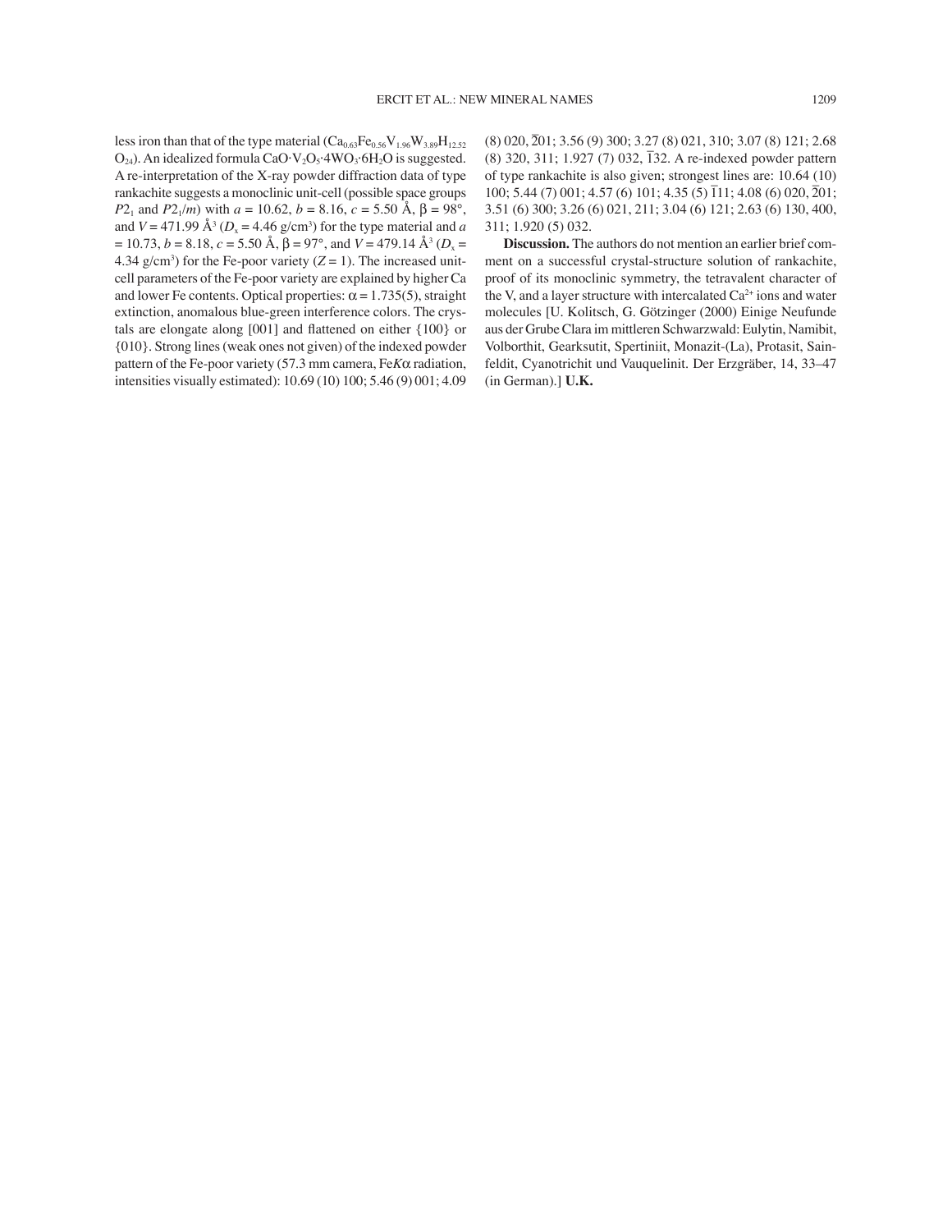less iron than that of the type material ($Ca_{0.63}Fe_{0.56}V_{1.96}W_{3.89}H_{12.52}O_{24}$). An idealized formula $CaO \cdot V_2O_5 \cdot 4WO_3 \cdot 6H_2O$ is suggested. A re-interpretation of the X-ray powder diffraction data of type rankachite suggests a monoclinic unit-cell (possible space groups $P2_1$ and $P2_1/m$) with $a$ = 10.62, $b$ = 8.16, $c$ = 5.50 Å, β = 98°, and $V$ = 471.99 Å$^3$ ($D_x$ = 4.46 g/cm$^3$) for the type material and $a$ = 10.73, $b$ = 8.18, $c$ = 5.50 Å, β = 97°, and $V$ = 479.14 Å$^3$ ($D_x$ = 4.34 g/cm$^3$) for the Fe-poor variety ($Z$ = 1). The increased unit-cell parameters of the Fe-poor variety are explained by higher Ca and lower Fe contents. Optical properties: α = 1.735(5), straight extinction, anomalous blue-green interference colors. The crystals are elongate along [001] and flattened on either {100} or {010}. Strong lines (weak ones not given) of the indexed powder pattern of the Fe-poor variety (57.3 mm camera, Fe$K\alpha$ radiation, intensities visually estimated): 10.69 (10) 100; 5.46 (9) 001; 4.09 (8) 020, $\bar{2}$01; 3.56 (9) 300; 3.27 (8) 021, 310; 3.07 (8) 121; 2.68 (8) 320, 311; 1.927 (7) 032, $\bar{1}$32. A re-indexed powder pattern of type rankachite is also given; strongest lines are: 10.64 (10) 100; 5.44 (7) 001; 4.57 (6) 101; 4.35 (5) $\bar{1}$11; 4.08 (6) 020, $\bar{2}$01; 3.51 (6) 300; 3.26 (6) 021, 211; 3.04 (6) 121; 2.63 (6) 130, 400, 311; 1.920 (5) 032.

**Discussion.** The authors do not mention an earlier brief comment on a successful crystal-structure solution of rankachite, proof of its monoclinic symmetry, the tetravalent character of the V, and a layer structure with intercalated $Ca^{2+}$ ions and water molecules [U. Kolitsch, G. Götzinger (2000) Einige Neufunde aus der Grube Clara im mittleren Schwarzwald: Eulytin, Namibit, Volborthit, Gearksutit, Spertiniit, Monazit-(La), Protasit, Sainfeldit, Cyanotrichit und Vauquelinit. Der Erzgräber, 14, 33–47 (in German).] **U.K.**